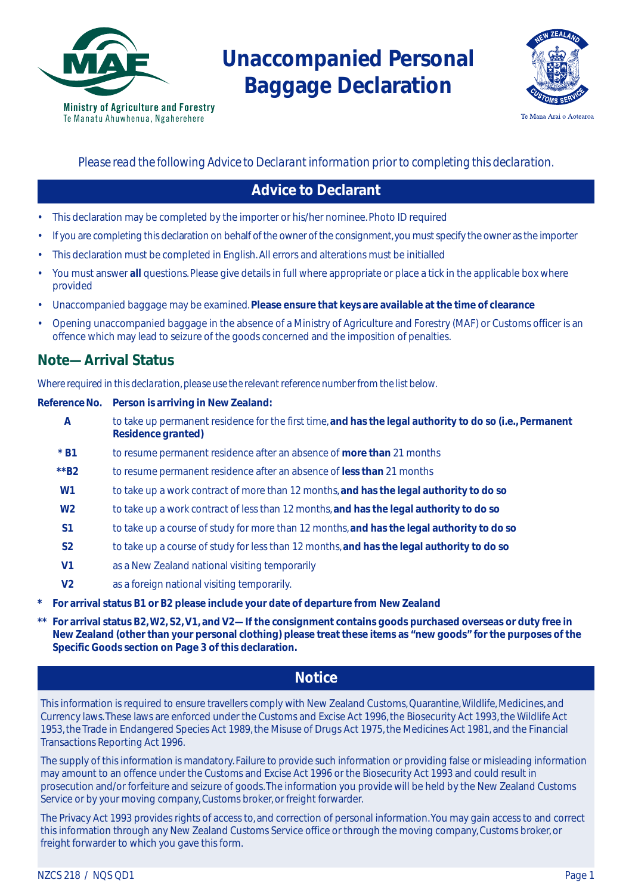Ministry of Agriculture and Forestry
Te Manatu Ahuwhenua, Ngaherehere

# Unaccompanied Personal Baggage Declaration

Te Mana Arai o Aotearoa

*Please read the following Advice to Declarant information prior to completing this declaration.*

## Advice to Declarant

- This declaration may be completed by the importer or his/her nominee. Photo ID required
- If you are completing this declaration on behalf of the owner of the consignment, you must specify the owner as the importer
- This declaration must be completed in English. All errors and alterations must be initialled
- You must answer **all** questions. Please give details in full where appropriate or place a tick in the applicable box where provided
- Unaccompanied baggage may be examined. **Please ensure that keys are available at the time of clearance**
- Opening unaccompanied baggage in the absence of a Ministry of Agriculture and Forestry (MAF) or Customs officer is an offence which may lead to seizure of the goods concerned and the imposition of penalties.

## Note— Arrival Status

*Where required in this declaration, please use the relevant reference number from the list below.*

| Reference No. | Person is arriving in New Zealand: |
|---|---|
| A | to take up permanent residence for the first time, **and has the legal authority to do so (i.e., Permanent Residence granted)** |
| * B1 | to resume permanent residence after an absence of **more than** 21 months |
| **B2 | to resume permanent residence after an absence of **less than** 21 months |
| W1 | to take up a work contract of more than 12 months, **and has the legal authority to do so** |
| W2 | to take up a work contract of less than 12 months, **and has the legal authority to do so** |
| S1 | to take up a course of study for more than 12 months, **and has the legal authority to do so** |
| S2 | to take up a course of study for less than 12 months, **and has the legal authority to do so** |
| V1 | as a New Zealand national visiting temporarily |
| V2 | as a foreign national visiting temporarily. |

\* **For arrival status B1 or B2 please include your date of departure from New Zealand**

\*\* **For arrival status B2, W2, S2, V1, and V2— If the consignment contains goods purchased overseas or duty free in New Zealand (other than your personal clothing) please treat these items as "new goods" for the purposes of the Specific Goods section on Page 3 of this declaration.**

## Notice

This information is required to ensure travellers comply with New Zealand Customs, Quarantine, Wildlife, Medicines, and Currency laws. These laws are enforced under the Customs and Excise Act 1996, the Biosecurity Act 1993, the Wildlife Act 1953, the Trade in Endangered Species Act 1989, the Misuse of Drugs Act 1975, the Medicines Act 1981, and the Financial Transactions Reporting Act 1996.

The supply of this information is mandatory. Failure to provide such information or providing false or misleading information may amount to an offence under the Customs and Excise Act 1996 or the Biosecurity Act 1993 and could result in prosecution and/or forfeiture and seizure of goods. The information you provide will be held by the New Zealand Customs Service or by your moving company, Customs broker, or freight forwarder.

The Privacy Act 1993 provides rights of access to, and correction of personal information. You may gain access to and correct this information through any New Zealand Customs Service office or through the moving company, Customs broker, or freight forwarder to which you gave this form.

NZCS 218 / NQS QD1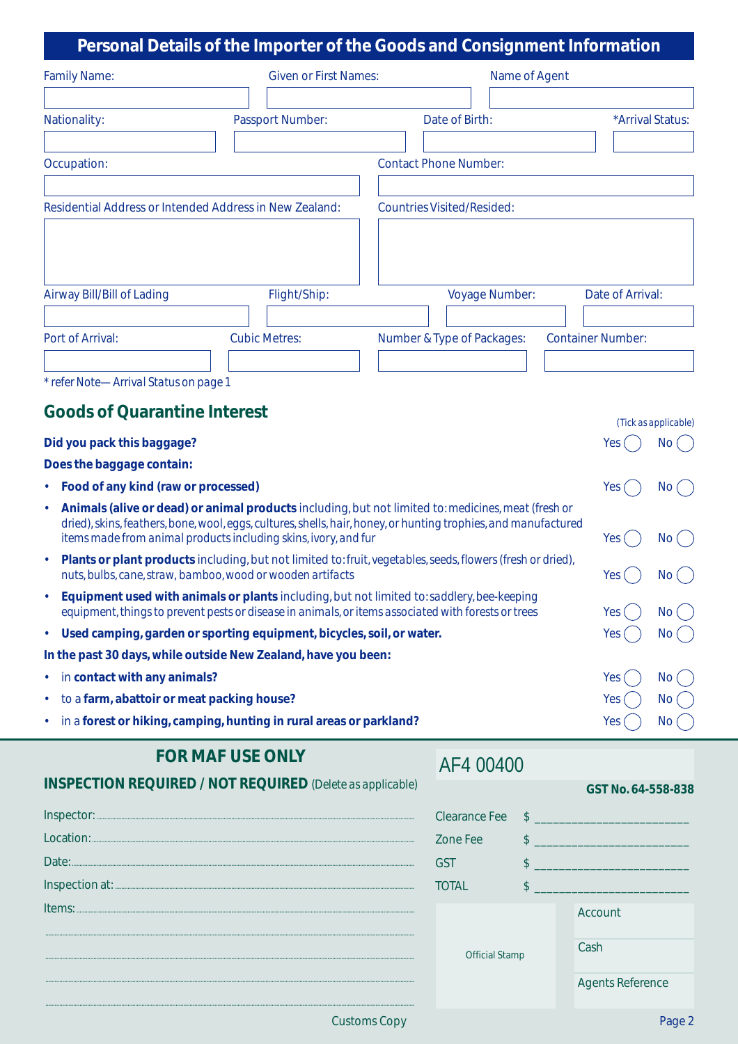## Personal Details of the Importer of the Goods and Consignment Information

| Family Name: | Given or First Names: | Name of Agent |
|---|---|---|
| | | |

| Nationality: | Passport Number: | Date of Birth: | *Arrival Status: |
|---|---|---|---|
| | | | |

| Occupation: | Contact Phone Number: |
|---|---|
| | |

| Residential Address or Intended Address in New Zealand: | Countries Visited/Resided: |
|---|---|
| | |

| Airway Bill/Bill of Lading | Flight/Ship: | Voyage Number: | Date of Arrival: |
|---|---|---|---|
| | | | |

| Port of Arrival: | Cubic Metres: | Number & Type of Packages: | Container Number: |
|---|---|---|---|
| | | | |

*\* refer Note— Arrival Status on page 1*

## Goods of Quarantine Interest

(Tick as applicable)

**Did you pack this baggage?** Yes ◯ No ◯

**Does the baggage contain:**

- **Food of any kind (raw or processed)** Yes ◯ No ◯
- **Animals (alive or dead) or animal products** including, but not limited to: medicines, meat (fresh or dried), skins, feathers, bone, wool, eggs, cultures, shells, hair, honey, or hunting trophies, and manufactured items made from animal products including skins, ivory, and fur Yes ◯ No ◯
- **Plants or plant products** including, but not limited to: fruit, vegetables, seeds, flowers (fresh or dried), nuts, bulbs, cane, straw, bamboo, wood or wooden artifacts Yes ◯ No ◯
- **Equipment used with animals or plants** including, but not limited to: saddlery, bee-keeping equipment, things to prevent pests or disease in animals, or items associated with forests or trees Yes ◯ No ◯
- **Used camping, garden or sporting equipment, bicycles, soil, or water.** Yes ◯ No ◯

**In the past 30 days, while outside New Zealand, have you been:**

- in **contact with any animals?** Yes ◯ No ◯
- to a **farm, abattoir or meat packing house?** Yes ◯ No ◯
- in a **forest or hiking, camping, hunting in rural areas or parkland?** Yes ◯ No ◯

## FOR MAF USE ONLY

**INSPECTION REQUIRED / NOT REQUIRED** (Delete as applicable)

Inspector: ..............................

Location: ..............................

Date: ..............................

Inspection at: ..............................

Items: ..............................

..............................

..............................

..............................

AF4 00400

**GST No. 64-558-838**

| | |
|---|---|
| Clearance Fee | $ ____________ |
| Zone Fee | $ ____________ |
| GST | $ ____________ |
| TOTAL | $ ____________ |

| Official Stamp | Account |
|---|---|
| | Cash |
| | Agents Reference |

Customs Copy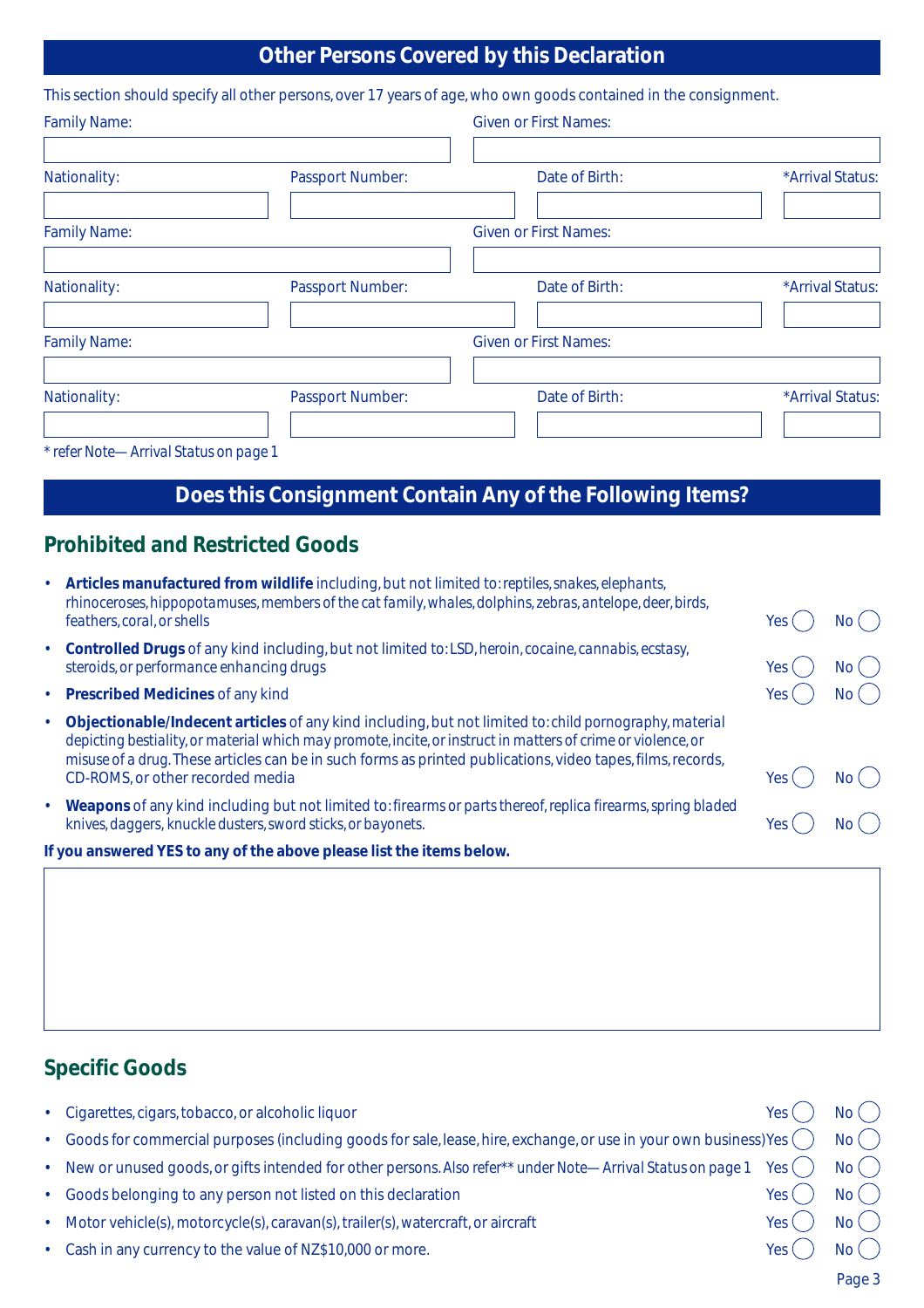## Other Persons Covered by this Declaration

This section should specify all other persons, over 17 years of age, who own goods contained in the consignment.

| Family Name: | | Given or First Names: | |
|---|---|---|---|
| | | | |
| **Nationality:** | **Passport Number:** | **Date of Birth:** | **\*Arrival Status:** |
| | | | |
| **Family Name:** | | **Given or First Names:** | |
| | | | |
| **Nationality:** | **Passport Number:** | **Date of Birth:** | **\*Arrival Status:** |
| | | | |
| **Family Name:** | | **Given or First Names:** | |
| | | | |
| **Nationality:** | **Passport Number:** | **Date of Birth:** | **\*Arrival Status:** |
| | | | |

\* refer Note— Arrival Status on page 1

## Does this Consignment Contain Any of the Following Items?

### Prohibited and Restricted Goods

- **Articles manufactured from wildlife** including, but not limited to: reptiles, snakes, elephants, rhinoceroses, hippopotamuses, members of the cat family, whales, dolphins, zebras, antelope, deer, birds, feathers, coral, or shells — Yes ◯ No ◯
- **Controlled Drugs** of any kind including, but not limited to: LSD, heroin, cocaine, cannabis, ecstasy, steroids, or performance enhancing drugs — Yes ◯ No ◯
- **Prescribed Medicines** of any kind — Yes ◯ No ◯
- **Objectionable/Indecent articles** of any kind including, but not limited to: child pornography, material depicting bestiality, or material which may promote, incite, or instruct in matters of crime or violence, or misuse of a drug. These articles can be in such forms as printed publications, video tapes, films, records, CD-ROMS, or other recorded media — Yes ◯ No ◯
- **Weapons** of any kind including but not limited to: firearms or parts thereof, replica firearms, spring bladed knives, daggers, knuckle dusters, sword sticks, or bayonets. — Yes ◯ No ◯

**If you answered YES to any of the above please list the items below.**

### Specific Goods

- Cigarettes, cigars, tobacco, or alcoholic liquor — Yes ◯ No ◯
- Goods for commercial purposes (including goods for sale, lease, hire, exchange, or use in your own business) — Yes ◯ No ◯
- New or unused goods, or gifts intended for other persons. Also refer** under Note— Arrival Status on page 1 — Yes ◯ No ◯
- Goods belonging to any person not listed on this declaration — Yes ◯ No ◯
- Motor vehicle(s), motorcycle(s), caravan(s), trailer(s), watercraft, or aircraft — Yes ◯ No ◯
- Cash in any currency to the value of NZ$10,000 or more. — Yes ◯ No ◯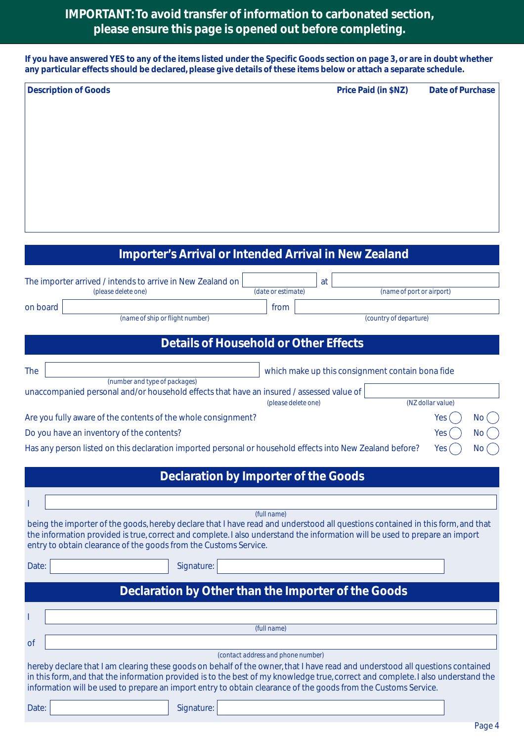**IMPORTANT: To avoid transfer of information to carbonated section, please ensure this page is opened out before completing.**

**If you have answered YES to any of the items listed under the Specific Goods section on page 3, or are in doubt whether any particular effects should be declared, please give details of these items below or attach a separate schedule.**

| Description of Goods | Price Paid (in $NZ) | Date of Purchase |
| --- | --- | --- |
| | | |

## Importer's Arrival or Intended Arrival in New Zealand

The importer arrived / intends to arrive in New Zealand on ____________ at ____________
*(please delete one)* *(date or estimate)* *(name of port or airport)*

on board ____________ from ____________
*(name of ship or flight number)* *(country of departure)*

## Details of Household or Other Effects

The ____________ which make up this consignment contain bona fide
*(number and type of packages)*

unaccompanied personal and/or household effects that have an insured / assessed value of ____________
*(please delete one)* *(NZ dollar value)*

Are you fully aware of the contents of the whole consignment? Yes ◯ No ◯

Do you have an inventory of the contents? Yes ◯ No ◯

Has any person listed on this declaration imported personal or household effects into New Zealand before? Yes ◯ No ◯

## Declaration by Importer of the Goods

I ____________
*(full name)*

being the importer of the goods, hereby declare that I have read and understood all questions contained in this form, and that the information provided is true, correct and complete. I also understand the information will be used to prepare an import entry to obtain clearance of the goods from the Customs Service.

Date: ____________ Signature: ____________

## Declaration by Other than the Importer of the Goods

I ____________
*(full name)*

of ____________
*(contact address and phone number)*

hereby declare that I am clearing these goods on behalf of the owner, that I have read and understood all questions contained in this form, and that the information provided is to the best of my knowledge true, correct and complete. I also understand the information will be used to prepare an import entry to obtain clearance of the goods from the Customs Service.

Date: ____________ Signature: ____________